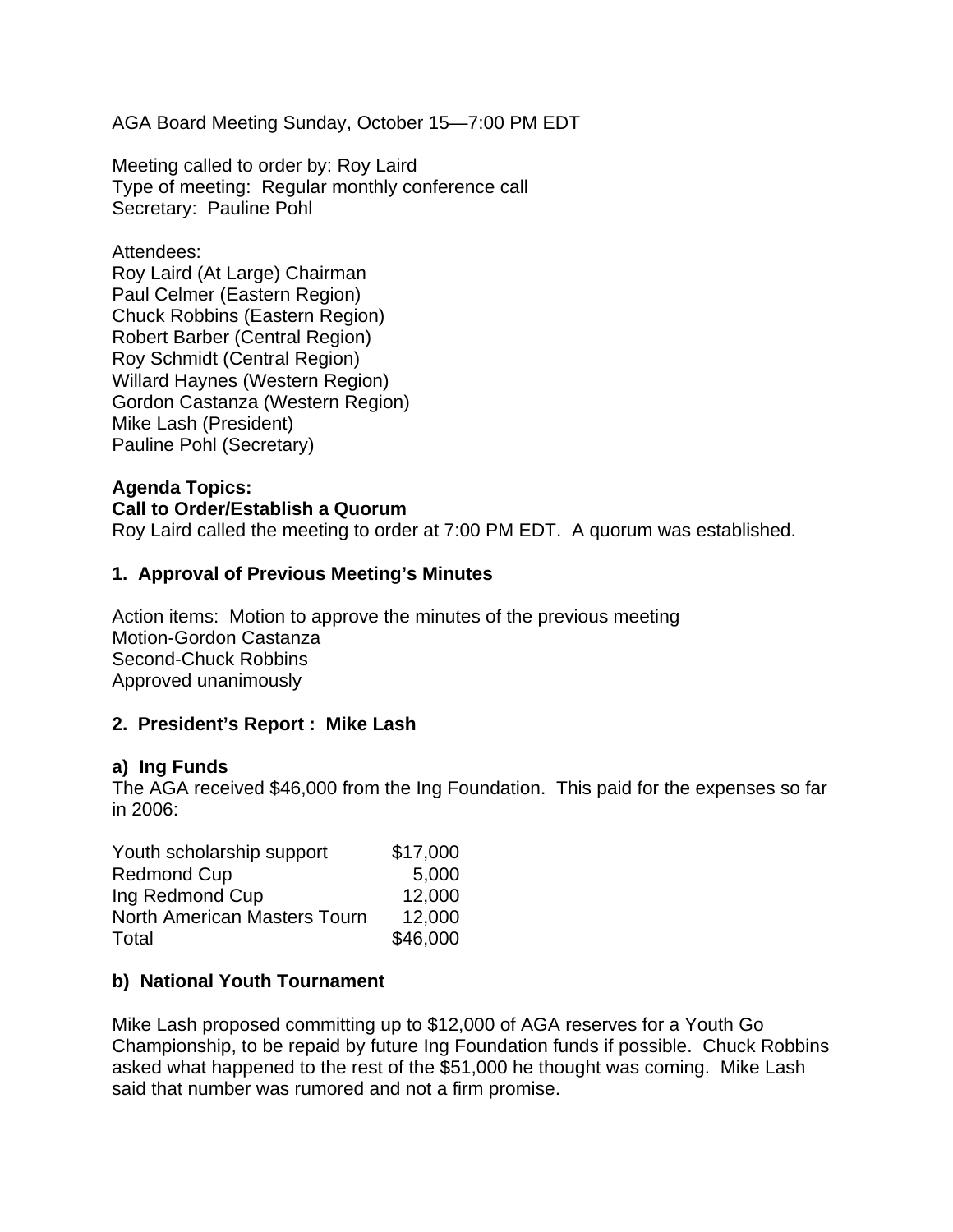AGA Board Meeting Sunday, October 15—7:00 PM EDT

Meeting called to order by: Roy Laird
Type of meeting: Regular monthly conference call
Secretary: Pauline Pohl

Attendees:
Roy Laird (At Large) Chairman
Paul Celmer (Eastern Region)
Chuck Robbins (Eastern Region)
Robert Barber (Central Region)
Roy Schmidt (Central Region)
Willard Haynes (Western Region)
Gordon Castanza (Western Region)
Mike Lash (President)
Pauline Pohl (Secretary)

**Agenda Topics:**

**Call to Order/Establish a Quorum**

Roy Laird called the meeting to order at 7:00 PM EDT. A quorum was established.

**1. Approval of Previous Meeting's Minutes**

Action items: Motion to approve the minutes of the previous meeting
Motion-Gordon Castanza
Second-Chuck Robbins
Approved unanimously

**2. President's Report : Mike Lash**

**a) Ing Funds**

The AGA received $46,000 from the Ing Foundation. This paid for the expenses so far in 2006:

| | |
|---|---|
| Youth scholarship support | $17,000 |
| Redmond Cup | 5,000 |
| Ing Redmond Cup | 12,000 |
| North American Masters Tourn | 12,000 |
| Total | $46,000 |

**b) National Youth Tournament**

Mike Lash proposed committing up to $12,000 of AGA reserves for a Youth Go Championship, to be repaid by future Ing Foundation funds if possible. Chuck Robbins asked what happened to the rest of the $51,000 he thought was coming. Mike Lash said that number was rumored and not a firm promise.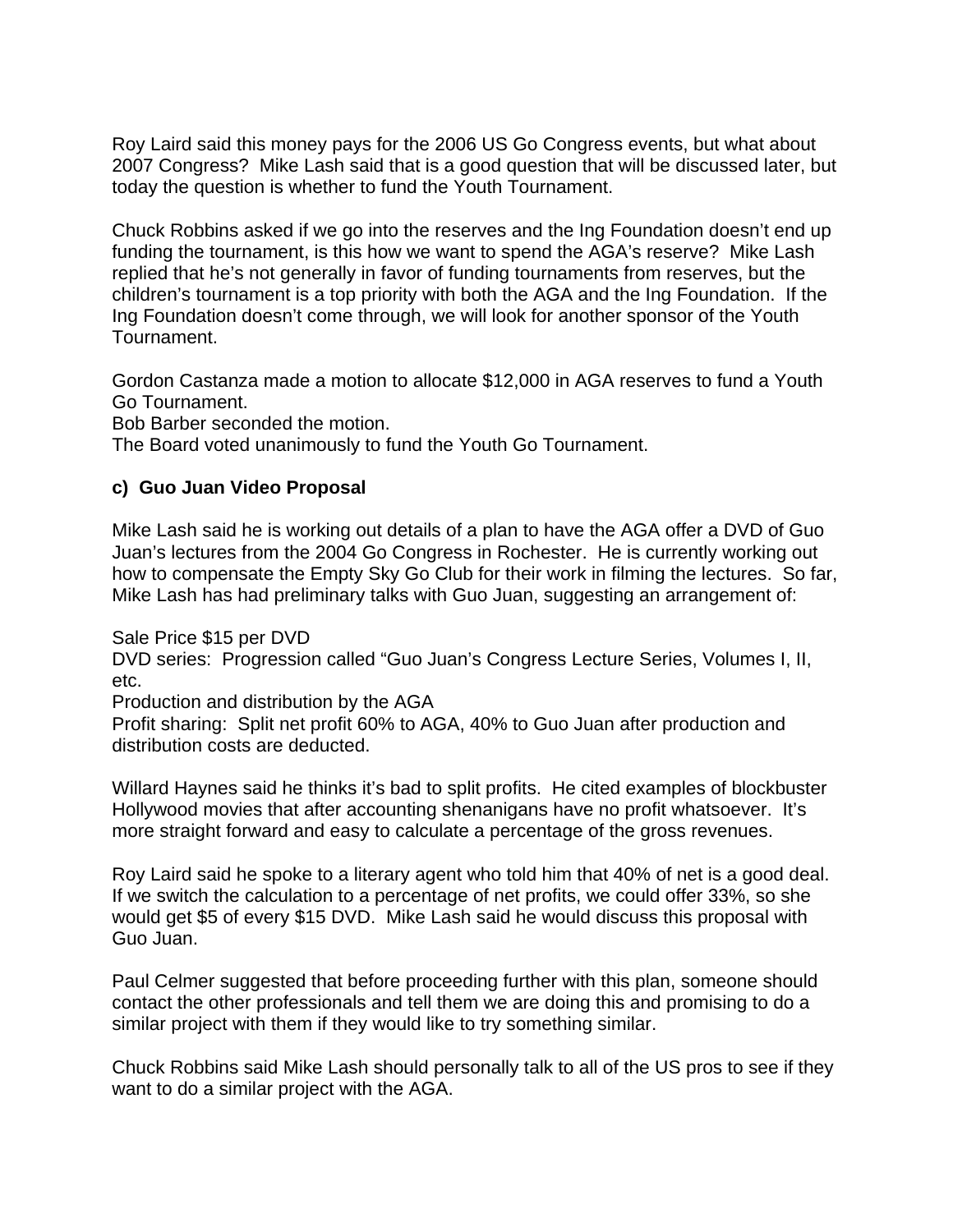Roy Laird said this money pays for the 2006 US Go Congress events, but what about 2007 Congress? Mike Lash said that is a good question that will be discussed later, but today the question is whether to fund the Youth Tournament.

Chuck Robbins asked if we go into the reserves and the Ing Foundation doesn't end up funding the tournament, is this how we want to spend the AGA's reserve? Mike Lash replied that he's not generally in favor of funding tournaments from reserves, but the children's tournament is a top priority with both the AGA and the Ing Foundation. If the Ing Foundation doesn't come through, we will look for another sponsor of the Youth Tournament.

Gordon Castanza made a motion to allocate $12,000 in AGA reserves to fund a Youth Go Tournament.
Bob Barber seconded the motion.
The Board voted unanimously to fund the Youth Go Tournament.

**c) Guo Juan Video Proposal**

Mike Lash said he is working out details of a plan to have the AGA offer a DVD of Guo Juan's lectures from the 2004 Go Congress in Rochester. He is currently working out how to compensate the Empty Sky Go Club for their work in filming the lectures. So far, Mike Lash has had preliminary talks with Guo Juan, suggesting an arrangement of:

Sale Price $15 per DVD
DVD series: Progression called "Guo Juan's Congress Lecture Series, Volumes I, II, etc.
Production and distribution by the AGA
Profit sharing: Split net profit 60% to AGA, 40% to Guo Juan after production and distribution costs are deducted.

Willard Haynes said he thinks it's bad to split profits. He cited examples of blockbuster Hollywood movies that after accounting shenanigans have no profit whatsoever. It's more straight forward and easy to calculate a percentage of the gross revenues.

Roy Laird said he spoke to a literary agent who told him that 40% of net is a good deal. If we switch the calculation to a percentage of net profits, we could offer 33%, so she would get $5 of every $15 DVD. Mike Lash said he would discuss this proposal with Guo Juan.

Paul Celmer suggested that before proceeding further with this plan, someone should contact the other professionals and tell them we are doing this and promising to do a similar project with them if they would like to try something similar.

Chuck Robbins said Mike Lash should personally talk to all of the US pros to see if they want to do a similar project with the AGA.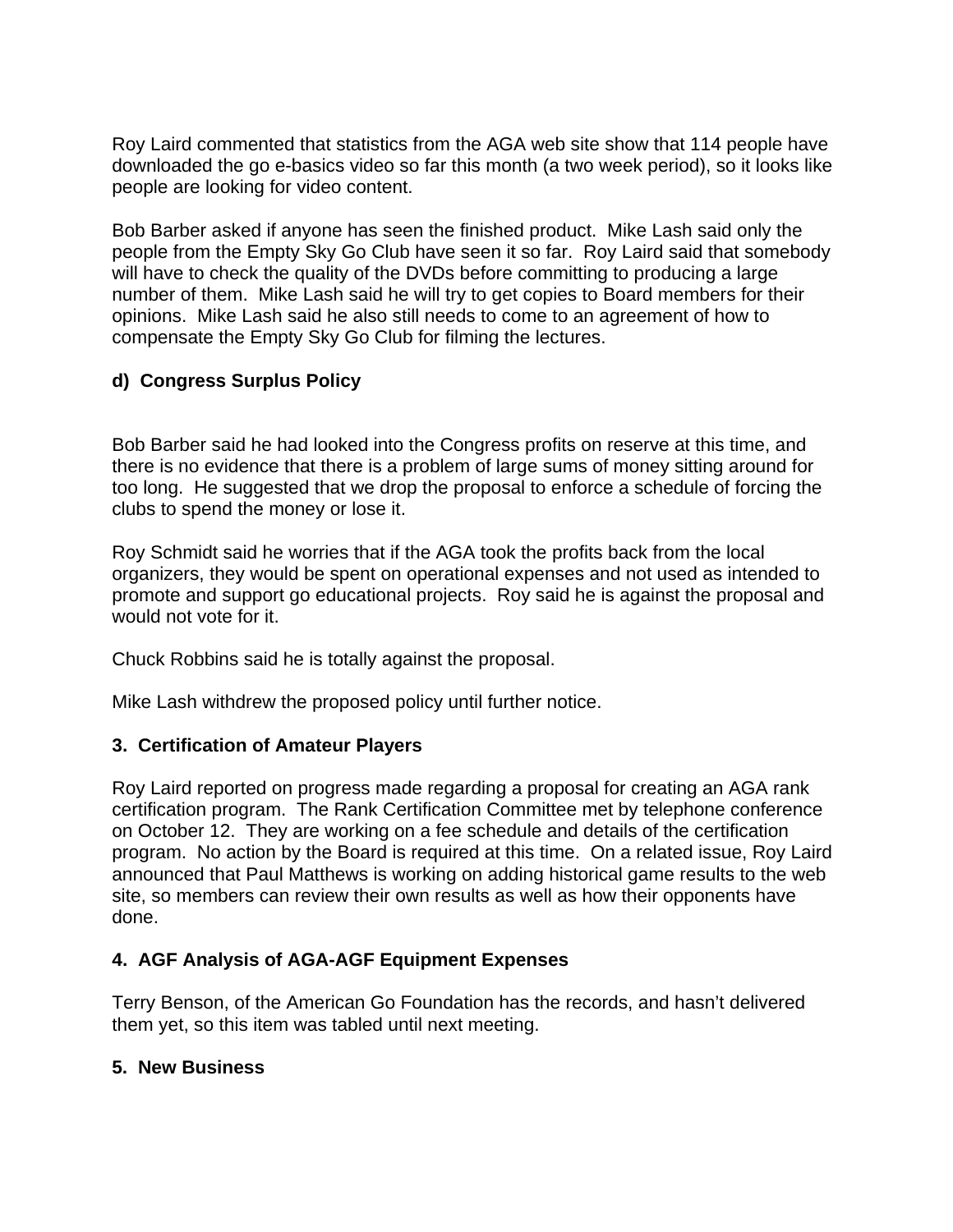Roy Laird commented that statistics from the AGA web site show that 114 people have downloaded the go e-basics video so far this month (a two week period), so it looks like people are looking for video content.

Bob Barber asked if anyone has seen the finished product. Mike Lash said only the people from the Empty Sky Go Club have seen it so far. Roy Laird said that somebody will have to check the quality of the DVDs before committing to producing a large number of them. Mike Lash said he will try to get copies to Board members for their opinions. Mike Lash said he also still needs to come to an agreement of how to compensate the Empty Sky Go Club for filming the lectures.

**d) Congress Surplus Policy**

Bob Barber said he had looked into the Congress profits on reserve at this time, and there is no evidence that there is a problem of large sums of money sitting around for too long. He suggested that we drop the proposal to enforce a schedule of forcing the clubs to spend the money or lose it.

Roy Schmidt said he worries that if the AGA took the profits back from the local organizers, they would be spent on operational expenses and not used as intended to promote and support go educational projects. Roy said he is against the proposal and would not vote for it.

Chuck Robbins said he is totally against the proposal.

Mike Lash withdrew the proposed policy until further notice.

**3. Certification of Amateur Players**

Roy Laird reported on progress made regarding a proposal for creating an AGA rank certification program. The Rank Certification Committee met by telephone conference on October 12. They are working on a fee schedule and details of the certification program. No action by the Board is required at this time. On a related issue, Roy Laird announced that Paul Matthews is working on adding historical game results to the web site, so members can review their own results as well as how their opponents have done.

**4. AGF Analysis of AGA-AGF Equipment Expenses**

Terry Benson, of the American Go Foundation has the records, and hasn't delivered them yet, so this item was tabled until next meeting.

**5. New Business**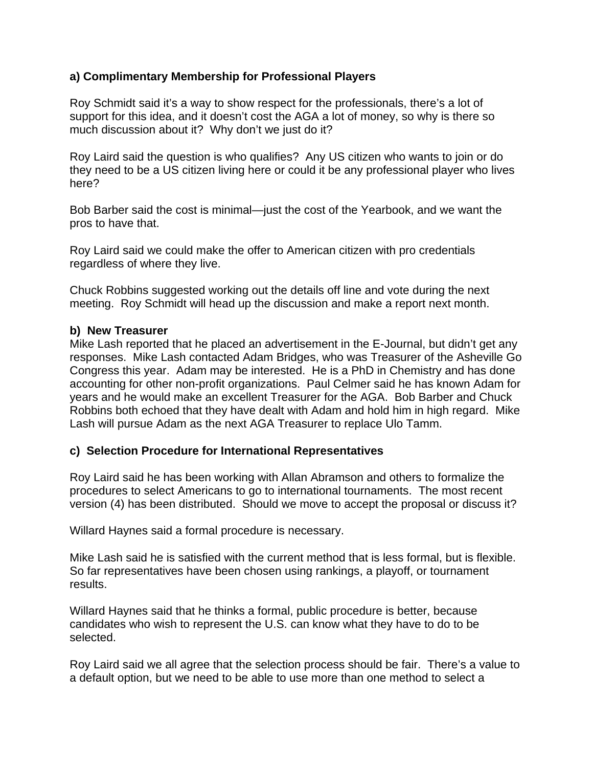**a) Complimentary Membership for Professional Players**

Roy Schmidt said it's a way to show respect for the professionals, there's a lot of support for this idea, and it doesn't cost the AGA a lot of money, so why is there so much discussion about it? Why don't we just do it?

Roy Laird said the question is who qualifies? Any US citizen who wants to join or do they need to be a US citizen living here or could it be any professional player who lives here?

Bob Barber said the cost is minimal—just the cost of the Yearbook, and we want the pros to have that.

Roy Laird said we could make the offer to American citizen with pro credentials regardless of where they live.

Chuck Robbins suggested working out the details off line and vote during the next meeting. Roy Schmidt will head up the discussion and make a report next month.

**b) New Treasurer**

Mike Lash reported that he placed an advertisement in the E-Journal, but didn't get any responses. Mike Lash contacted Adam Bridges, who was Treasurer of the Asheville Go Congress this year. Adam may be interested. He is a PhD in Chemistry and has done accounting for other non-profit organizations. Paul Celmer said he has known Adam for years and he would make an excellent Treasurer for the AGA. Bob Barber and Chuck Robbins both echoed that they have dealt with Adam and hold him in high regard. Mike Lash will pursue Adam as the next AGA Treasurer to replace Ulo Tamm.

**c) Selection Procedure for International Representatives**

Roy Laird said he has been working with Allan Abramson and others to formalize the procedures to select Americans to go to international tournaments. The most recent version (4) has been distributed. Should we move to accept the proposal or discuss it?

Willard Haynes said a formal procedure is necessary.

Mike Lash said he is satisfied with the current method that is less formal, but is flexible. So far representatives have been chosen using rankings, a playoff, or tournament results.

Willard Haynes said that he thinks a formal, public procedure is better, because candidates who wish to represent the U.S. can know what they have to do to be selected.

Roy Laird said we all agree that the selection process should be fair. There's a value to a default option, but we need to be able to use more than one method to select a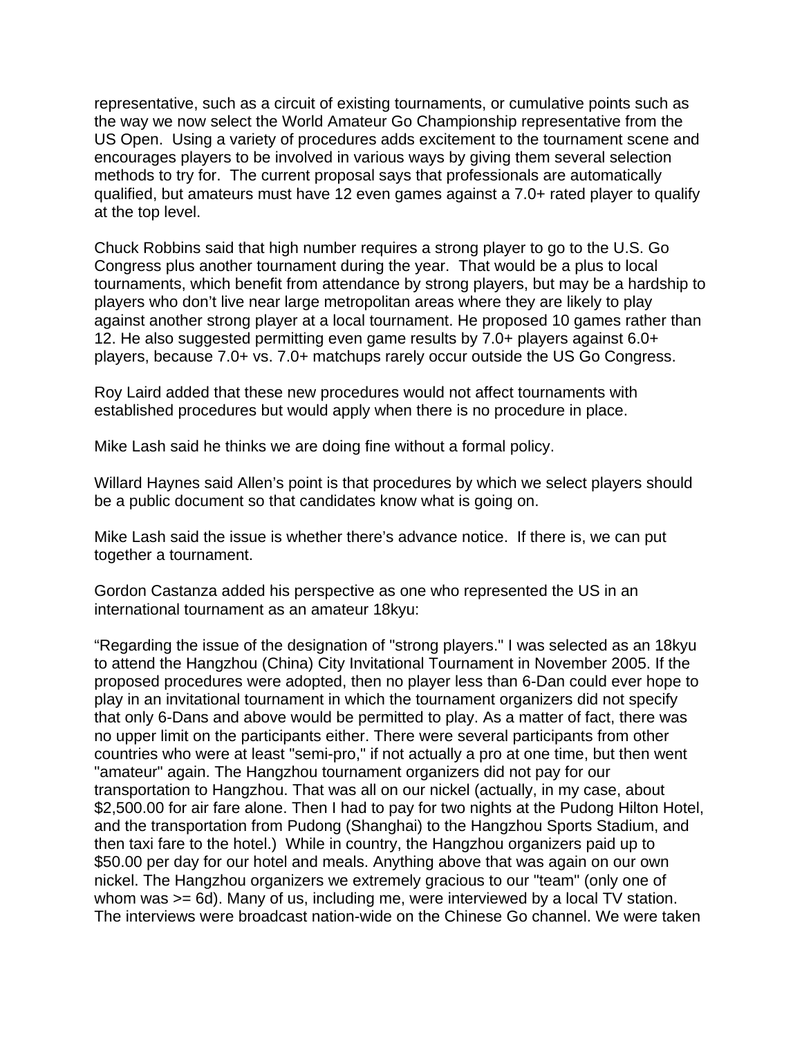representative, such as a circuit of existing tournaments, or cumulative points such as the way we now select the World Amateur Go Championship representative from the US Open. Using a variety of procedures adds excitement to the tournament scene and encourages players to be involved in various ways by giving them several selection methods to try for. The current proposal says that professionals are automatically qualified, but amateurs must have 12 even games against a 7.0+ rated player to qualify at the top level.

Chuck Robbins said that high number requires a strong player to go to the U.S. Go Congress plus another tournament during the year. That would be a plus to local tournaments, which benefit from attendance by strong players, but may be a hardship to players who don't live near large metropolitan areas where they are likely to play against another strong player at a local tournament. He proposed 10 games rather than 12. He also suggested permitting even game results by 7.0+ players against 6.0+ players, because 7.0+ vs. 7.0+ matchups rarely occur outside the US Go Congress.

Roy Laird added that these new procedures would not affect tournaments with established procedures but would apply when there is no procedure in place.

Mike Lash said he thinks we are doing fine without a formal policy.

Willard Haynes said Allen's point is that procedures by which we select players should be a public document so that candidates know what is going on.

Mike Lash said the issue is whether there's advance notice. If there is, we can put together a tournament.

Gordon Castanza added his perspective as one who represented the US in an international tournament as an amateur 18kyu:

"Regarding the issue of the designation of "strong players." I was selected as an 18kyu to attend the Hangzhou (China) City Invitational Tournament in November 2005. If the proposed procedures were adopted, then no player less than 6-Dan could ever hope to play in an invitational tournament in which the tournament organizers did not specify that only 6-Dans and above would be permitted to play. As a matter of fact, there was no upper limit on the participants either. There were several participants from other countries who were at least "semi-pro," if not actually a pro at one time, but then went "amateur" again. The Hangzhou tournament organizers did not pay for our transportation to Hangzhou. That was all on our nickel (actually, in my case, about $2,500.00 for air fare alone. Then I had to pay for two nights at the Pudong Hilton Hotel, and the transportation from Pudong (Shanghai) to the Hangzhou Sports Stadium, and then taxi fare to the hotel.) While in country, the Hangzhou organizers paid up to $50.00 per day for our hotel and meals. Anything above that was again on our own nickel. The Hangzhou organizers we extremely gracious to our "team" (only one of whom was >= 6d). Many of us, including me, were interviewed by a local TV station. The interviews were broadcast nation-wide on the Chinese Go channel. We were taken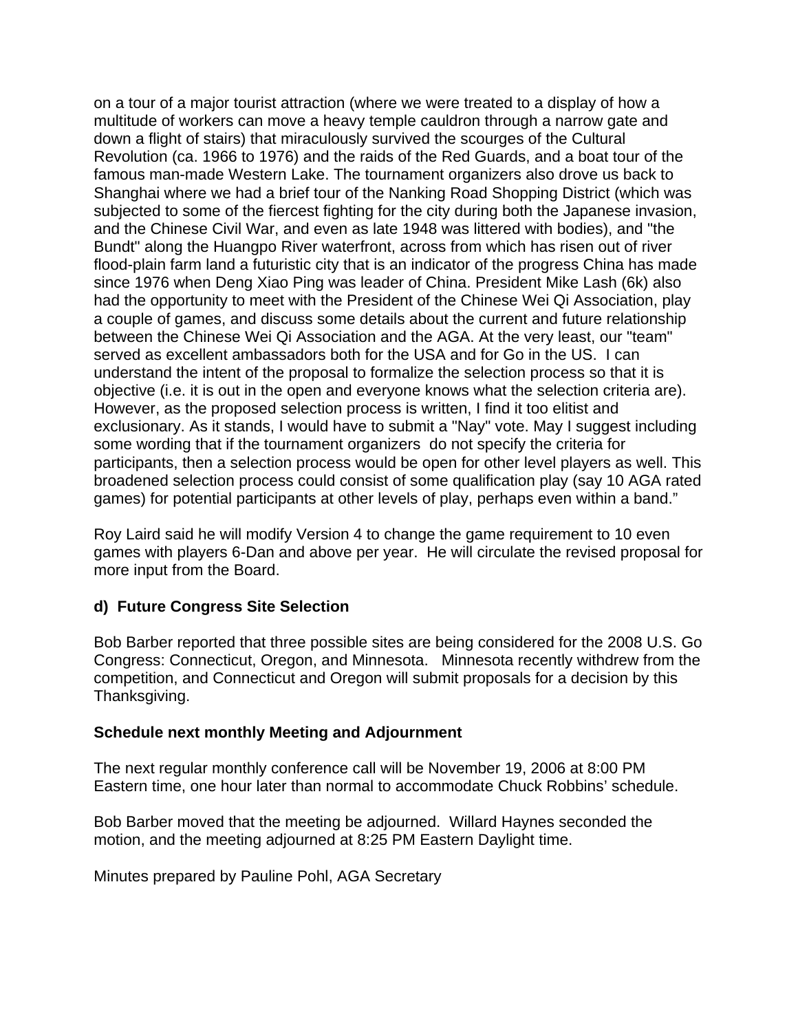on a tour of a major tourist attraction (where we were treated to a display of how a multitude of workers can move a heavy temple cauldron through a narrow gate and down a flight of stairs) that miraculously survived the scourges of the Cultural Revolution (ca. 1966 to 1976) and the raids of the Red Guards, and a boat tour of the famous man-made Western Lake. The tournament organizers also drove us back to Shanghai where we had a brief tour of the Nanking Road Shopping District (which was subjected to some of the fiercest fighting for the city during both the Japanese invasion, and the Chinese Civil War, and even as late 1948 was littered with bodies), and "the Bundt" along the Huangpo River waterfront, across from which has risen out of river flood-plain farm land a futuristic city that is an indicator of the progress China has made since 1976 when Deng Xiao Ping was leader of China. President Mike Lash (6k) also had the opportunity to meet with the President of the Chinese Wei Qi Association, play a couple of games, and discuss some details about the current and future relationship between the Chinese Wei Qi Association and the AGA. At the very least, our "team" served as excellent ambassadors both for the USA and for Go in the US. I can understand the intent of the proposal to formalize the selection process so that it is objective (i.e. it is out in the open and everyone knows what the selection criteria are). However, as the proposed selection process is written, I find it too elitist and exclusionary. As it stands, I would have to submit a "Nay" vote. May I suggest including some wording that if the tournament organizers do not specify the criteria for participants, then a selection process would be open for other level players as well. This broadened selection process could consist of some qualification play (say 10 AGA rated games) for potential participants at other levels of play, perhaps even within a band."

Roy Laird said he will modify Version 4 to change the game requirement to 10 even games with players 6-Dan and above per year. He will circulate the revised proposal for more input from the Board.

**d) Future Congress Site Selection**

Bob Barber reported that three possible sites are being considered for the 2008 U.S. Go Congress: Connecticut, Oregon, and Minnesota. Minnesota recently withdrew from the competition, and Connecticut and Oregon will submit proposals for a decision by this Thanksgiving.

**Schedule next monthly Meeting and Adjournment**

The next regular monthly conference call will be November 19, 2006 at 8:00 PM Eastern time, one hour later than normal to accommodate Chuck Robbins' schedule.

Bob Barber moved that the meeting be adjourned. Willard Haynes seconded the motion, and the meeting adjourned at 8:25 PM Eastern Daylight time.

Minutes prepared by Pauline Pohl, AGA Secretary